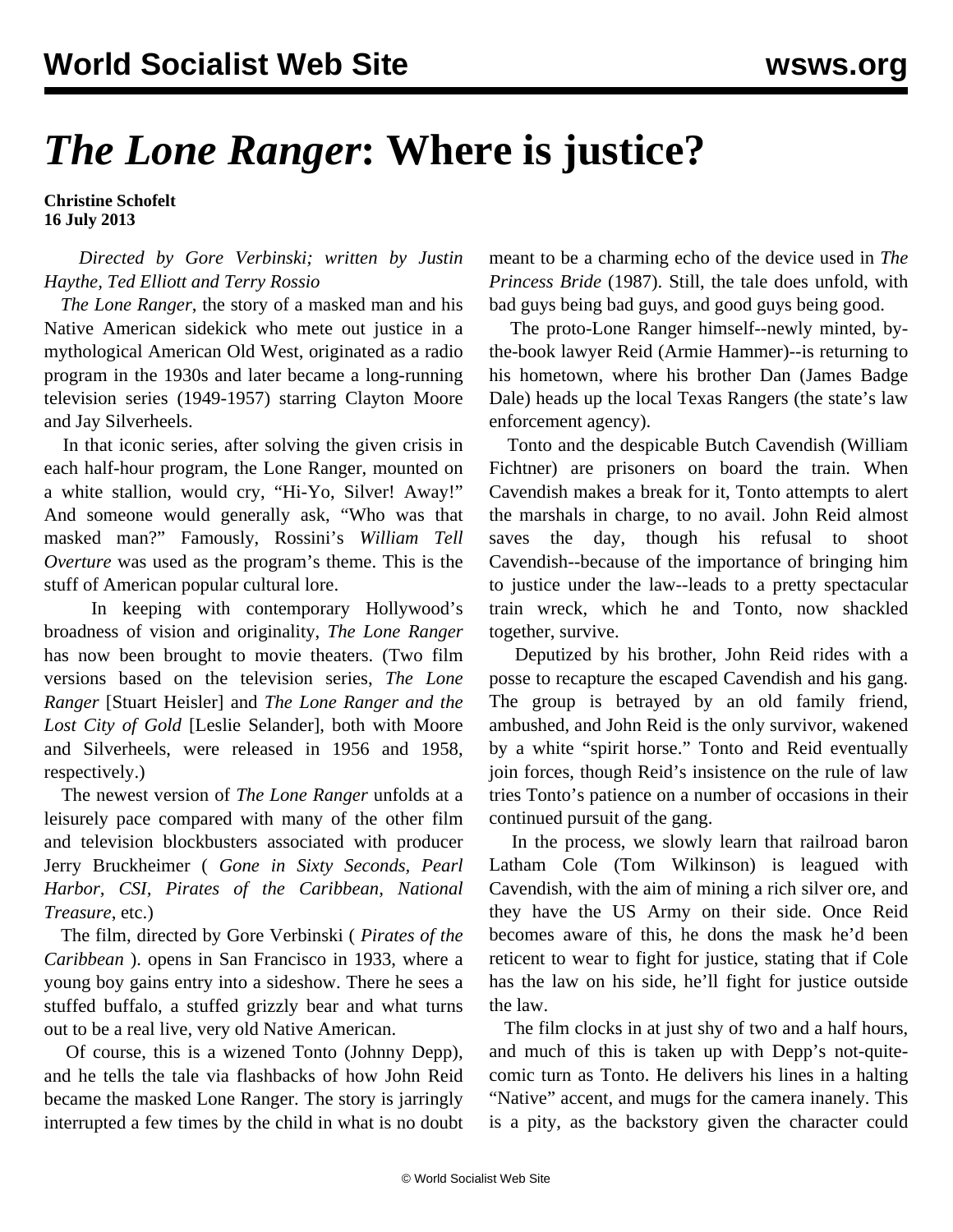# *The Lone Ranger*: Where is justice?

**Christine Schofelt**
**16 July 2013**

*Directed by Gore Verbinski; written by Justin Haythe, Ted Elliott and Terry Rossio*

*The Lone Ranger*, the story of a masked man and his Native American sidekick who mete out justice in a mythological American Old West, originated as a radio program in the 1930s and later became a long-running television series (1949-1957) starring Clayton Moore and Jay Silverheels.

In that iconic series, after solving the given crisis in each half-hour program, the Lone Ranger, mounted on a white stallion, would cry, "Hi-Yo, Silver! Away!" And someone would generally ask, "Who was that masked man?" Famously, Rossini's *William Tell Overture* was used as the program's theme. This is the stuff of American popular cultural lore.

In keeping with contemporary Hollywood's broadness of vision and originality, *The Lone Ranger* has now been brought to movie theaters. (Two film versions based on the television series, *The Lone Ranger* [Stuart Heisler] and *The Lone Ranger and the Lost City of Gold* [Leslie Selander], both with Moore and Silverheels, were released in 1956 and 1958, respectively.)

The newest version of *The Lone Ranger* unfolds at a leisurely pace compared with many of the other film and television blockbusters associated with producer Jerry Bruckheimer ( *Gone in Sixty Seconds*, *Pearl Harbor*, *CSI*, *Pirates of the Caribbean*, *National Treasure*, etc.)

The film, directed by Gore Verbinski ( *Pirates of the Caribbean* ). opens in San Francisco in 1933, where a young boy gains entry into a sideshow. There he sees a stuffed buffalo, a stuffed grizzly bear and what turns out to be a real live, very old Native American.

Of course, this is a wizened Tonto (Johnny Depp), and he tells the tale via flashbacks of how John Reid became the masked Lone Ranger. The story is jarringly interrupted a few times by the child in what is no doubt meant to be a charming echo of the device used in *The Princess Bride* (1987). Still, the tale does unfold, with bad guys being bad guys, and good guys being good.

The proto-Lone Ranger himself--newly minted, by-the-book lawyer Reid (Armie Hammer)--is returning to his hometown, where his brother Dan (James Badge Dale) heads up the local Texas Rangers (the state's law enforcement agency).

Tonto and the despicable Butch Cavendish (William Fichtner) are prisoners on board the train. When Cavendish makes a break for it, Tonto attempts to alert the marshals in charge, to no avail. John Reid almost saves the day, though his refusal to shoot Cavendish--because of the importance of bringing him to justice under the law--leads to a pretty spectacular train wreck, which he and Tonto, now shackled together, survive.

Deputized by his brother, John Reid rides with a posse to recapture the escaped Cavendish and his gang. The group is betrayed by an old family friend, ambushed, and John Reid is the only survivor, wakened by a white "spirit horse." Tonto and Reid eventually join forces, though Reid's insistence on the rule of law tries Tonto's patience on a number of occasions in their continued pursuit of the gang.

In the process, we slowly learn that railroad baron Latham Cole (Tom Wilkinson) is leagued with Cavendish, with the aim of mining a rich silver ore, and they have the US Army on their side. Once Reid becomes aware of this, he dons the mask he'd been reticent to wear to fight for justice, stating that if Cole has the law on his side, he'll fight for justice outside the law.

The film clocks in at just shy of two and a half hours, and much of this is taken up with Depp's not-quite-comic turn as Tonto. He delivers his lines in a halting "Native" accent, and mugs for the camera inanely. This is a pity, as the backstory given the character could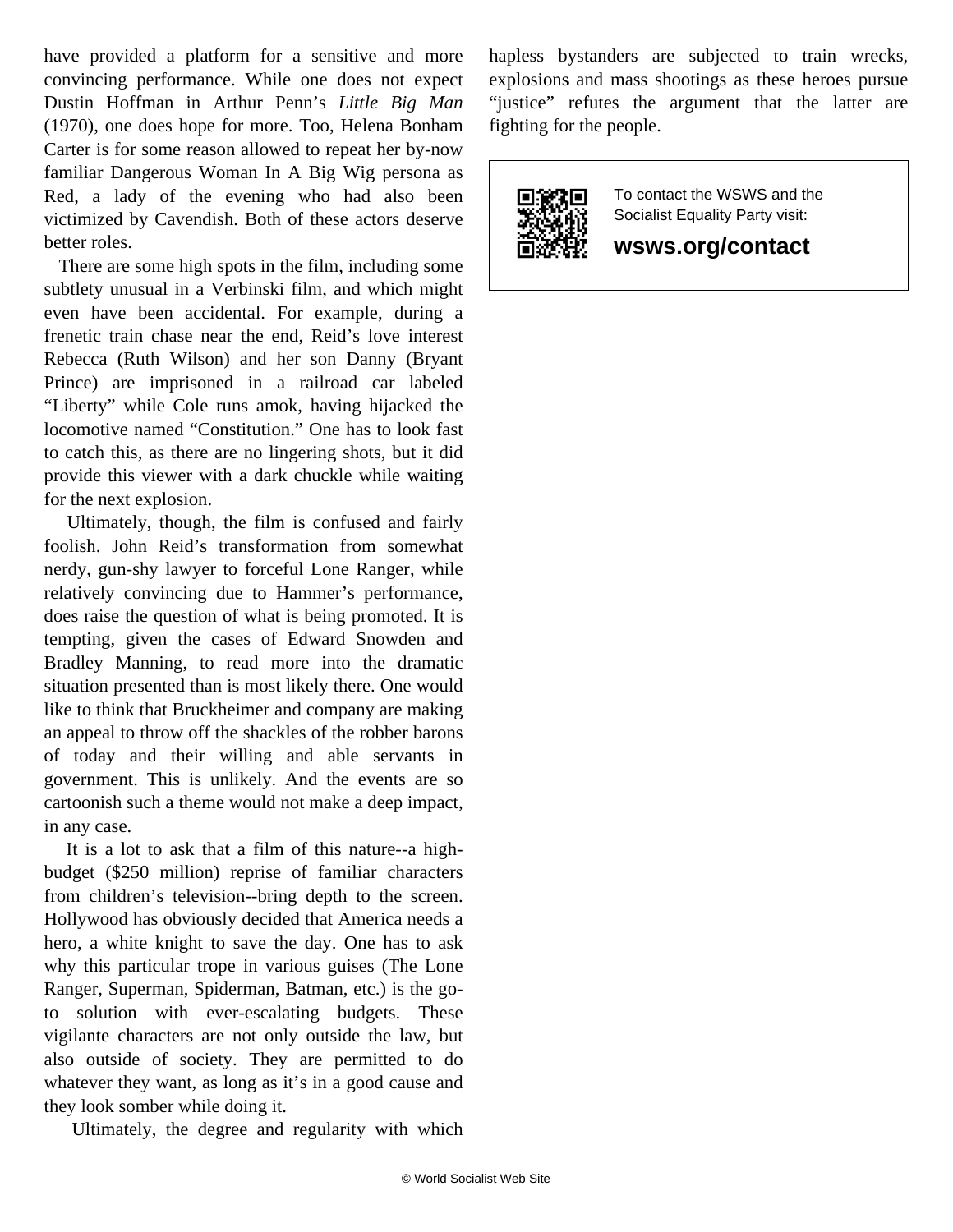have provided a platform for a sensitive and more convincing performance. While one does not expect Dustin Hoffman in Arthur Penn's *Little Big Man* (1970), one does hope for more. Too, Helena Bonham Carter is for some reason allowed to repeat her by-now familiar Dangerous Woman In A Big Wig persona as Red, a lady of the evening who had also been victimized by Cavendish. Both of these actors deserve better roles.

There are some high spots in the film, including some subtlety unusual in a Verbinski film, and which might even have been accidental. For example, during a frenetic train chase near the end, Reid's love interest Rebecca (Ruth Wilson) and her son Danny (Bryant Prince) are imprisoned in a railroad car labeled "Liberty" while Cole runs amok, having hijacked the locomotive named "Constitution." One has to look fast to catch this, as there are no lingering shots, but it did provide this viewer with a dark chuckle while waiting for the next explosion.

Ultimately, though, the film is confused and fairly foolish. John Reid's transformation from somewhat nerdy, gun-shy lawyer to forceful Lone Ranger, while relatively convincing due to Hammer's performance, does raise the question of what is being promoted. It is tempting, given the cases of Edward Snowden and Bradley Manning, to read more into the dramatic situation presented than is most likely there. One would like to think that Bruckheimer and company are making an appeal to throw off the shackles of the robber barons of today and their willing and able servants in government. This is unlikely. And the events are so cartoonish such a theme would not make a deep impact, in any case.

It is a lot to ask that a film of this nature--a high-budget ($250 million) reprise of familiar characters from children's television--bring depth to the screen. Hollywood has obviously decided that America needs a hero, a white knight to save the day. One has to ask why this particular trope in various guises (The Lone Ranger, Superman, Spiderman, Batman, etc.) is the go-to solution with ever-escalating budgets. These vigilante characters are not only outside the law, but also outside of society. They are permitted to do whatever they want, as long as it's in a good cause and they look somber while doing it.

Ultimately, the degree and regularity with which hapless bystanders are subjected to train wrecks, explosions and mass shootings as these heroes pursue "justice" refutes the argument that the latter are fighting for the people.

To contact the WSWS and the Socialist Equality Party visit:

**wsws.org/contact**